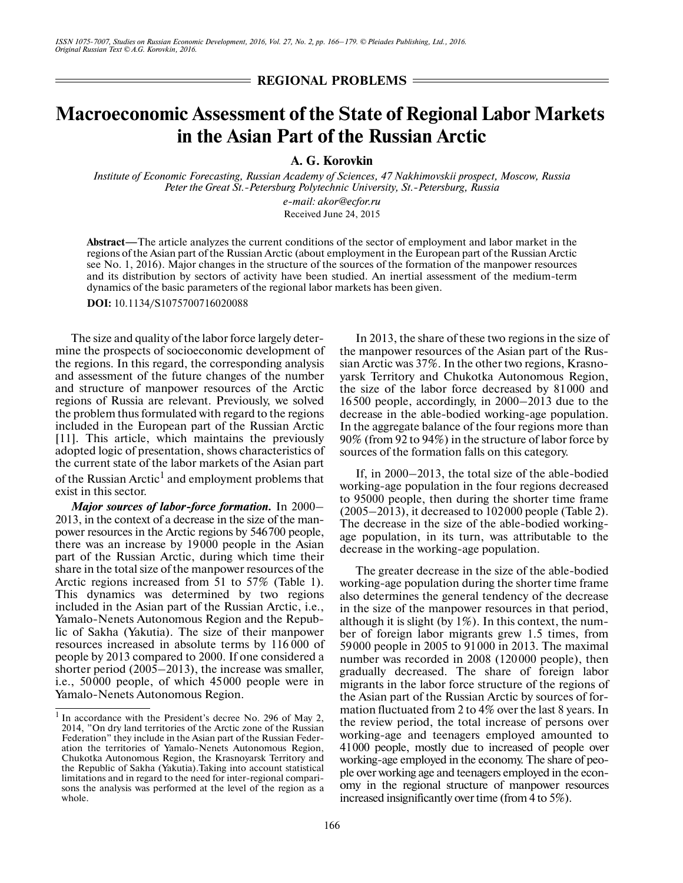REGIONAL PROBLEMS

# Macroeconomic Assessment of the State of Regional Labor Markets in the Asian Part of the Russian Arctic

**A. G. Korovkin**

*Institute of Economic Forecasting, Russian Academy of Sciences, 47 Nakhimovskii prospect, Moscow, Russia*
*Peter the Great St.-Petersburg Polytechnic University, St.-Petersburg, Russia*

*e-mail: akor@ecfor.ru*

Received June 24, 2015

**Abstract**—The article analyzes the current conditions of the sector of employment and labor market in the regions of the Asian part of the Russian Arctic (about employment in the European part of the Russian Arctic see No. 1, 2016). Major changes in the structure of the sources of the formation of the manpower resources and its distribution by sectors of activity have been studied. An inertial assessment of the medium-term dynamics of the basic parameters of the regional labor markets has been given.

**DOI:** 10.1134/S1075700716020088

The size and quality of the labor force largely determine the prospects of socioeconomic development of the regions. In this regard, the corresponding analysis and assessment of the future changes of the number and structure of manpower resources of the Arctic regions of Russia are relevant. Previously, we solved the problem thus formulated with regard to the regions included in the European part of the Russian Arctic [11]. This article, which maintains the previously adopted logic of presentation, shows characteristics of the current state of the labor markets of the Asian part of the Russian Arctic[1] and employment problems that exist in this sector.

***Major sources of labor-force formation.*** In 2000–2013, in the context of a decrease in the size of the manpower resources in the Arctic regions by 546700 people, there was an increase by 19000 people in the Asian part of the Russian Arctic, during which time their share in the total size of the manpower resources of the Arctic regions increased from 51 to 57% (Table 1). This dynamics was determined by two regions included in the Asian part of the Russian Arctic, i.e., Yamalo-Nenets Autonomous Region and the Republic of Sakha (Yakutia). The size of their manpower resources increased in absolute terms by 116000 of people by 2013 compared to 2000. If one considered a shorter period (2005–2013), the increase was smaller, i.e., 50000 people, of which 45000 people were in Yamalo-Nenets Autonomous Region.

In 2013, the share of these two regions in the size of the manpower resources of the Asian part of the Russian Arctic was 37%. In the other two regions, Krasnoyarsk Territory and Chukotka Autonomous Region, the size of the labor force decreased by 81000 and 16500 people, accordingly, in 2000–2013 due to the decrease in the able-bodied working-age population. In the aggregate balance of the four regions more than 90% (from 92 to 94%) in the structure of labor force by sources of the formation falls on this category.

If, in 2000–2013, the total size of the able-bodied working-age population in the four regions decreased to 95000 people, then during the shorter time frame (2005–2013), it decreased to 102000 people (Table 2). The decrease in the size of the able-bodied working-age population, in its turn, was attributable to the decrease in the working-age population.

The greater decrease in the size of the able-bodied working-age population during the shorter time frame also determines the general tendency of the decrease in the size of the manpower resources in that period, although it is slight (by 1%). In this context, the number of foreign labor migrants grew 1.5 times, from 59000 people in 2005 to 91000 in 2013. The maximal number was recorded in 2008 (120000 people), then gradually decreased. The share of foreign labor migrants in the labor force structure of the regions of the Asian part of the Russian Arctic by sources of formation fluctuated from 2 to 4% over the last 8 years. In the review period, the total increase of persons over working-age and teenagers employed amounted to 41000 people, mostly due to increased of people over working-age employed in the economy. The share of people over working age and teenagers employed in the economy in the regional structure of manpower resources increased insignificantly over time (from 4 to 5%).

---

[1] In accordance with the President's decree No. 296 of May 2, 2014, "On dry land territories of the Arctic zone of the Russian Federation" they include in the Asian part of the Russian Federation the territories of Yamalo-Nenets Autonomous Region, Chukotka Autonomous Region, the Krasnoyarsk Territory and the Republic of Sakha (Yakutia). Taking into account statistical limitations and in regard to the need for inter-regional comparisons the analysis was performed at the level of the region as a whole.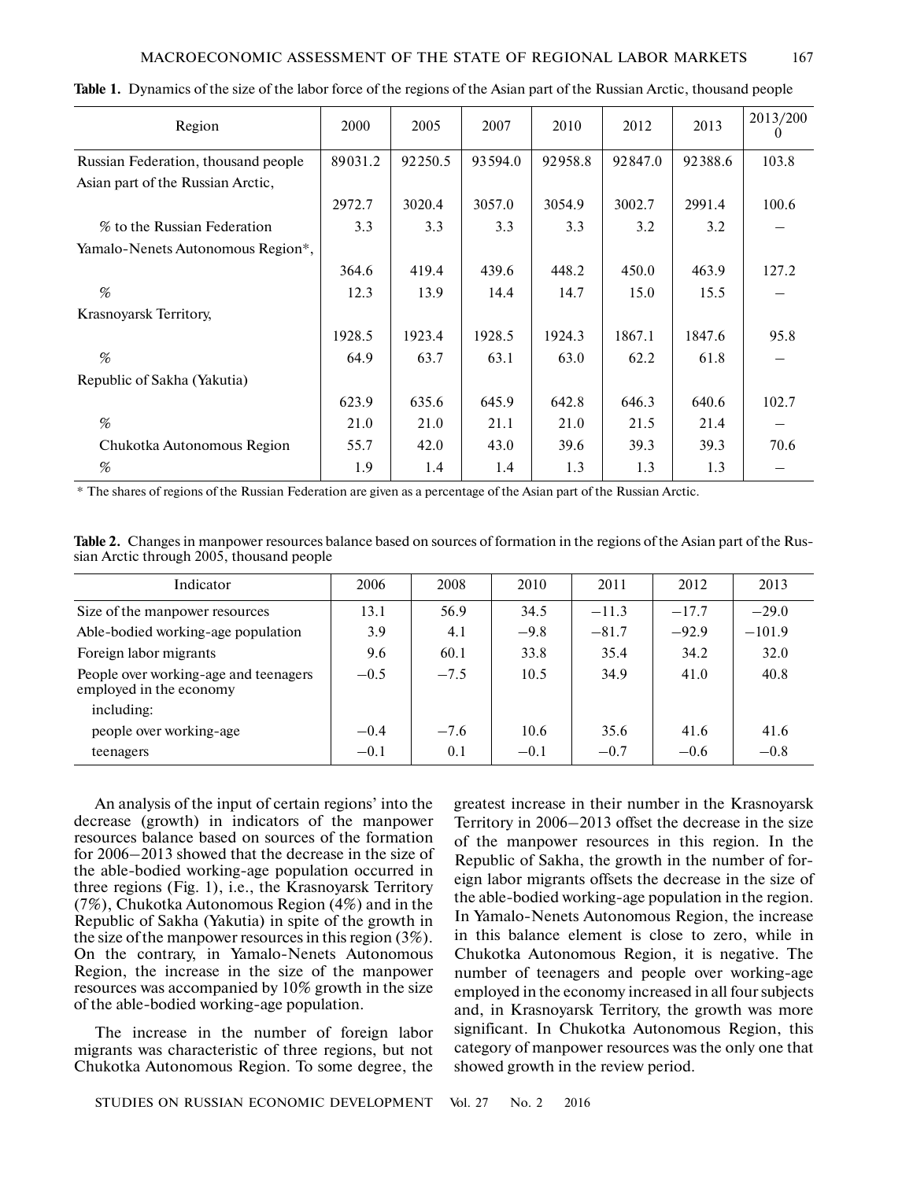**Table 1.** Dynamics of the size of the labor force of the regions of the Asian part of the Russian Arctic, thousand people

| Region | 2000 | 2005 | 2007 | 2010 | 2012 | 2013 | 2013/2000 |
|---|---|---|---|---|---|---|---|
| Russian Federation, thousand people | 89031.2 | 92250.5 | 93594.0 | 92958.8 | 92847.0 | 92388.6 | 103.8 |
| Asian part of the Russian Arctic, | 2972.7 | 3020.4 | 3057.0 | 3054.9 | 3002.7 | 2991.4 | 100.6 |
| % to the Russian Federation | 3.3 | 3.3 | 3.3 | 3.3 | 3.2 | 3.2 | – |
| Yamalo-Nenets Autonomous Region*, | 364.6 | 419.4 | 439.6 | 448.2 | 450.0 | 463.9 | 127.2 |
| % | 12.3 | 13.9 | 14.4 | 14.7 | 15.0 | 15.5 | – |
| Krasnoyarsk Territory, | 1928.5 | 1923.4 | 1928.5 | 1924.3 | 1867.1 | 1847.6 | 95.8 |
| % | 64.9 | 63.7 | 63.1 | 63.0 | 62.2 | 61.8 | – |
| Republic of Sakha (Yakutia) | 623.9 | 635.6 | 645.9 | 642.8 | 646.3 | 640.6 | 102.7 |
| % | 21.0 | 21.0 | 21.1 | 21.0 | 21.5 | 21.4 | – |
| Chukotka Autonomous Region | 55.7 | 42.0 | 43.0 | 39.6 | 39.3 | 39.3 | 70.6 |
| % | 1.9 | 1.4 | 1.4 | 1.3 | 1.3 | 1.3 | – |

\* The shares of regions of the Russian Federation are given as a percentage of the Asian part of the Russian Arctic.

**Table 2.** Changes in manpower resources balance based on sources of formation in the regions of the Asian part of the Russian Arctic through 2005, thousand people

| Indicator | 2006 | 2008 | 2010 | 2011 | 2012 | 2013 |
|---|---|---|---|---|---|---|
| Size of the manpower resources | 13.1 | 56.9 | 34.5 | –11.3 | –17.7 | –29.0 |
| Able-bodied working-age population | 3.9 | 4.1 | –9.8 | –81.7 | –92.9 | –101.9 |
| Foreign labor migrants | 9.6 | 60.1 | 33.8 | 35.4 | 34.2 | 32.0 |
| People over working-age and teenagers employed in the economy | –0.5 | –7.5 | 10.5 | 34.9 | 41.0 | 40.8 |
| including: | | | | | | |
| people over working-age | –0.4 | –7.6 | 10.6 | 35.6 | 41.6 | 41.6 |
| teenagers | –0.1 | 0.1 | –0.1 | –0.7 | –0.6 | –0.8 |

An analysis of the input of certain regions' into the decrease (growth) in indicators of the manpower resources balance based on sources of the formation for 2006–2013 showed that the decrease in the size of the able-bodied working-age population occurred in three regions (Fig. 1), i.e., the Krasnoyarsk Territory (7%), Chukotka Autonomous Region (4%) and in the Republic of Sakha (Yakutia) in spite of the growth in the size of the manpower resources in this region (3%). On the contrary, in Yamalo-Nenets Autonomous Region, the increase in the size of the manpower resources was accompanied by 10% growth in the size of the able-bodied working-age population.

The increase in the number of foreign labor migrants was characteristic of three regions, but not Chukotka Autonomous Region. To some degree, the greatest increase in their number in the Krasnoyarsk Territory in 2006–2013 offset the decrease in the size of the manpower resources in this region. In the Republic of Sakha, the growth in the number of foreign labor migrants offsets the decrease in the size of the able-bodied working-age population in the region. In Yamalo-Nenets Autonomous Region, the increase in this balance element is close to zero, while in Chukotka Autonomous Region, it is negative. The number of teenagers and people over working-age employed in the economy increased in all four subjects and, in Krasnoyarsk Territory, the growth was more significant. In Chukotka Autonomous Region, this category of manpower resources was the only one that showed growth in the review period.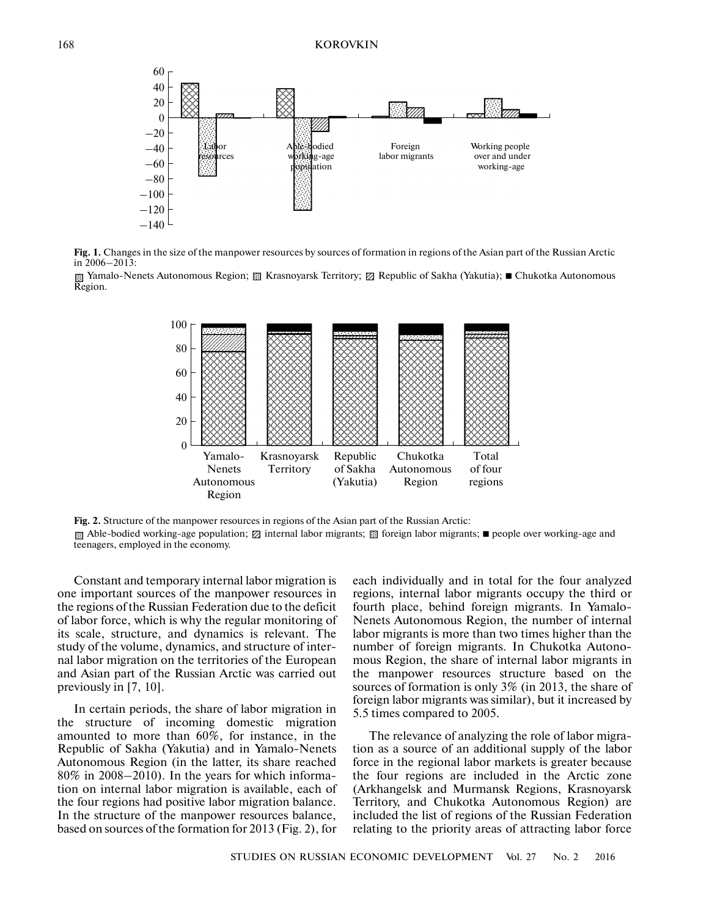Fig. 1. Changes in the size of the manpower resources by sources of formation in regions of the Asian part of the Russian Arctic in 2006–2013:

Yamalo-Nenets Autonomous Region; Krasnoyarsk Territory; Republic of Sakha (Yakutia); ■ Chukotka Autonomous Region.

Fig. 2. Structure of the manpower resources in regions of the Asian part of the Russian Arctic:

Able-bodied working-age population; internal labor migrants; foreign labor migrants; ■ people over working-age and teenagers, employed in the economy.

Constant and temporary internal labor migration is one important sources of the manpower resources in the regions of the Russian Federation due to the deficit of labor force, which is why the regular monitoring of its scale, structure, and dynamics is relevant. The study of the volume, dynamics, and structure of internal labor migration on the territories of the European and Asian part of the Russian Arctic was carried out previously in [7, 10].

In certain periods, the share of labor migration in the structure of incoming domestic migration amounted to more than 60%, for instance, in the Republic of Sakha (Yakutia) and in Yamalo-Nenets Autonomous Region (in the latter, its share reached 80% in 2008–2010). In the years for which information on internal labor migration is available, each of the four regions had positive labor migration balance. In the structure of the manpower resources balance, based on sources of the formation for 2013 (Fig. 2), for each individually and in total for the four analyzed regions, internal labor migrants occupy the third or fourth place, behind foreign migrants. In Yamalo-Nenets Autonomous Region, the number of internal labor migrants is more than two times higher than the number of foreign migrants. In Chukotka Autonomous Region, the share of internal labor migrants in the manpower resources structure based on the sources of formation is only 3% (in 2013, the share of foreign labor migrants was similar), but it increased by 5.5 times compared to 2005.

The relevance of analyzing the role of labor migration as a source of an additional supply of the labor force in the regional labor markets is greater because the four regions are included in the Arctic zone (Arkhangelsk and Murmansk Regions, Krasnoyarsk Territory, and Chukotka Autonomous Region) are included the list of regions of the Russian Federation relating to the priority areas of attracting labor force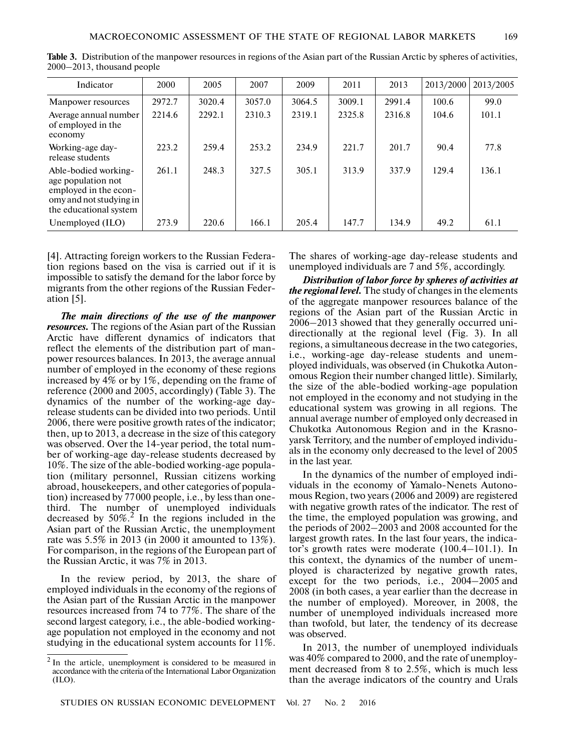**Table 3.** Distribution of the manpower resources in regions of the Asian part of the Russian Arctic by spheres of activities, 2000–2013, thousand people

| Indicator | 2000 | 2005 | 2007 | 2009 | 2011 | 2013 | 2013/2000 | 2013/2005 |
|---|---|---|---|---|---|---|---|---|
| Manpower resources | 2972.7 | 3020.4 | 3057.0 | 3064.5 | 3009.1 | 2991.4 | 100.6 | 99.0 |
| Average annual number of employed in the economy | 2214.6 | 2292.1 | 2310.3 | 2319.1 | 2325.8 | 2316.8 | 104.6 | 101.1 |
| Working-age day-release students | 223.2 | 259.4 | 253.2 | 234.9 | 221.7 | 201.7 | 90.4 | 77.8 |
| Able-bodied working-age population not employed in the economy and not studying in the educational system | 261.1 | 248.3 | 327.5 | 305.1 | 313.9 | 337.9 | 129.4 | 136.1 |
| Unemployed (ILO) | 273.9 | 220.6 | 166.1 | 205.4 | 147.7 | 134.9 | 49.2 | 61.1 |

[4]. Attracting foreign workers to the Russian Federation regions based on the visa is carried out if it is impossible to satisfy the demand for the labor force by migrants from the other regions of the Russian Federation [5].

***The main directions of the use of the manpower resources.*** The regions of the Asian part of the Russian Arctic have different dynamics of indicators that reflect the elements of the distribution part of manpower resources balances. In 2013, the average annual number of employed in the economy of these regions increased by 4% or by 1%, depending on the frame of reference (2000 and 2005, accordingly) (Table 3). The dynamics of the number of the working-age day-release students can be divided into two periods. Until 2006, there were positive growth rates of the indicator; then, up to 2013, a decrease in the size of this category was observed. Over the 14-year period, the total number of working-age day-release students decreased by 10%. The size of the able-bodied working-age population (military personnel, Russian citizens working abroad, housekeepers, and other categories of population) increased by 77 000 people, i.e., by less than one-third. The number of unemployed individuals decreased by 50%.[2] In the regions included in the Asian part of the Russian Arctic, the unemployment rate was 5.5% in 2013 (in 2000 it amounted to 13%). For comparison, in the regions of the European part of the Russian Arctic, it was 7% in 2013.

In the review period, by 2013, the share of employed individuals in the economy of the regions of the Asian part of the Russian Arctic in the manpower resources increased from 74 to 77%. The share of the second largest category, i.e., the able-bodied working-age population not employed in the economy and not studying in the educational system accounts for 11%. The shares of working-age day-release students and unemployed individuals are 7 and 5%, accordingly.

***Distribution of labor force by spheres of activities at the regional level.*** The study of changes in the elements of the aggregate manpower resources balance of the regions of the Asian part of the Russian Arctic in 2006–2013 showed that they generally occurred unidirectionally at the regional level (Fig. 3). In all regions, a simultaneous decrease in the two categories, i.e., working-age day-release students and unemployed individuals, was observed (in Chukotka Autonomous Region their number changed little). Similarly, the size of the able-bodied working-age population not employed in the economy and not studying in the educational system was growing in all regions. The annual average number of employed only decreased in Chukotka Autonomous Region and in the Krasnoyarsk Territory, and the number of employed individuals in the economy only decreased to the level of 2005 in the last year.

In the dynamics of the number of employed individuals in the economy of Yamalo-Nenets Autonomous Region, two years (2006 and 2009) are registered with negative growth rates of the indicator. The rest of the time, the employed population was growing, and the periods of 2002–2003 and 2008 accounted for the largest growth rates. In the last four years, the indicator's growth rates were moderate (100.4–101.1). In this context, the dynamics of the number of unemployed is characterized by negative growth rates, except for the two periods, i.e., 2004–2005 and 2008 (in both cases, a year earlier than the decrease in the number of employed). Moreover, in 2008, the number of unemployed individuals increased more than twofold, but later, the tendency of its decrease was observed.

In 2013, the number of unemployed individuals was 40% compared to 2000, and the rate of unemployment decreased from 8 to 2.5%, which is much less than the average indicators of the country and Urals

[2] In the article, unemployment is considered to be measured in accordance with the criteria of the International Labor Organization (ILO).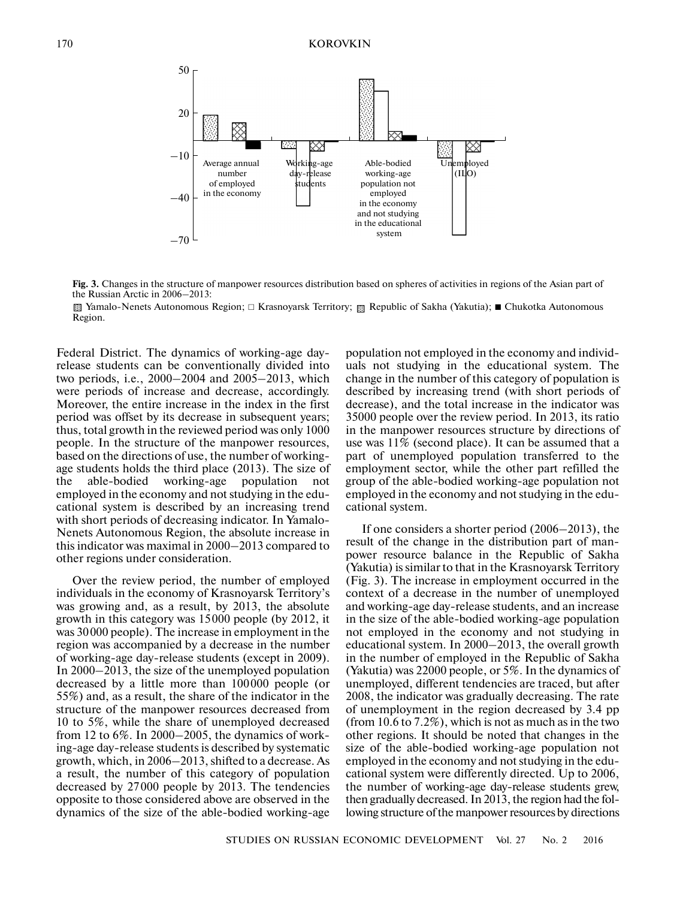**Fig. 3.** Changes in the structure of manpower resources distribution based on spheres of activities in regions of the Asian part of the Russian Arctic in 2006–2013:

▒ Yamalo-Nenets Autonomous Region; □ Krasnoyarsk Territory; ▒ Republic of Sakha (Yakutia); ■ Chukotka Autonomous Region.

Federal District. The dynamics of working-age day-release students can be conventionally divided into two periods, i.e., 2000–2004 and 2005–2013, which were periods of increase and decrease, accordingly. Moreover, the entire increase in the index in the first period was offset by its decrease in subsequent years; thus, total growth in the reviewed period was only 1000 people. In the structure of the manpower resources, based on the directions of use, the number of working-age students holds the third place (2013). The size of the able-bodied working-age population not employed in the economy and not studying in the educational system is described by an increasing trend with short periods of decreasing indicator. In Yamalo-Nenets Autonomous Region, the absolute increase in this indicator was maximal in 2000–2013 compared to other regions under consideration.

Over the review period, the number of employed individuals in the economy of Krasnoyarsk Territory's was growing and, as a result, by 2013, the absolute growth in this category was 15000 people (by 2012, it was 30000 people). The increase in employment in the region was accompanied by a decrease in the number of working-age day-release students (except in 2009). In 2000–2013, the size of the unemployed population decreased by a little more than 100000 people (or 55%) and, as a result, the share of the indicator in the structure of the manpower resources decreased from 10 to 5%, while the share of unemployed decreased from 12 to 6%. In 2000–2005, the dynamics of working-age day-release students is described by systematic growth, which, in 2006–2013, shifted to a decrease. As a result, the number of this category of population decreased by 27000 people by 2013. The tendencies opposite to those considered above are observed in the dynamics of the size of the able-bodied working-age population not employed in the economy and individuals not studying in the educational system. The change in the number of this category of population is described by increasing trend (with short periods of decrease), and the total increase in the indicator was 35000 people over the review period. In 2013, its ratio in the manpower resources structure by directions of use was 11% (second place). It can be assumed that a part of unemployed population transferred to the employment sector, while the other part refilled the group of the able-bodied working-age population not employed in the economy and not studying in the educational system.

If one considers a shorter period (2006–2013), the result of the change in the distribution part of manpower resource balance in the Republic of Sakha (Yakutia) is similar to that in the Krasnoyarsk Territory (Fig. 3). The increase in employment occurred in the context of a decrease in the number of unemployed and working-age day-release students, and an increase in the size of the able-bodied working-age population not employed in the economy and not studying in educational system. In 2000–2013, the overall growth in the number of employed in the Republic of Sakha (Yakutia) was 22000 people, or 5%. In the dynamics of unemployed, different tendencies are traced, but after 2008, the indicator was gradually decreasing. The rate of unemployment in the region decreased by 3.4 pp (from 10.6 to 7.2%), which is not as much as in the two other regions. It should be noted that changes in the size of the able-bodied working-age population not employed in the economy and not studying in the educational system were differently directed. Up to 2006, the number of working-age day-release students grew, then gradually decreased. In 2013, the region had the following structure of the manpower resources by directions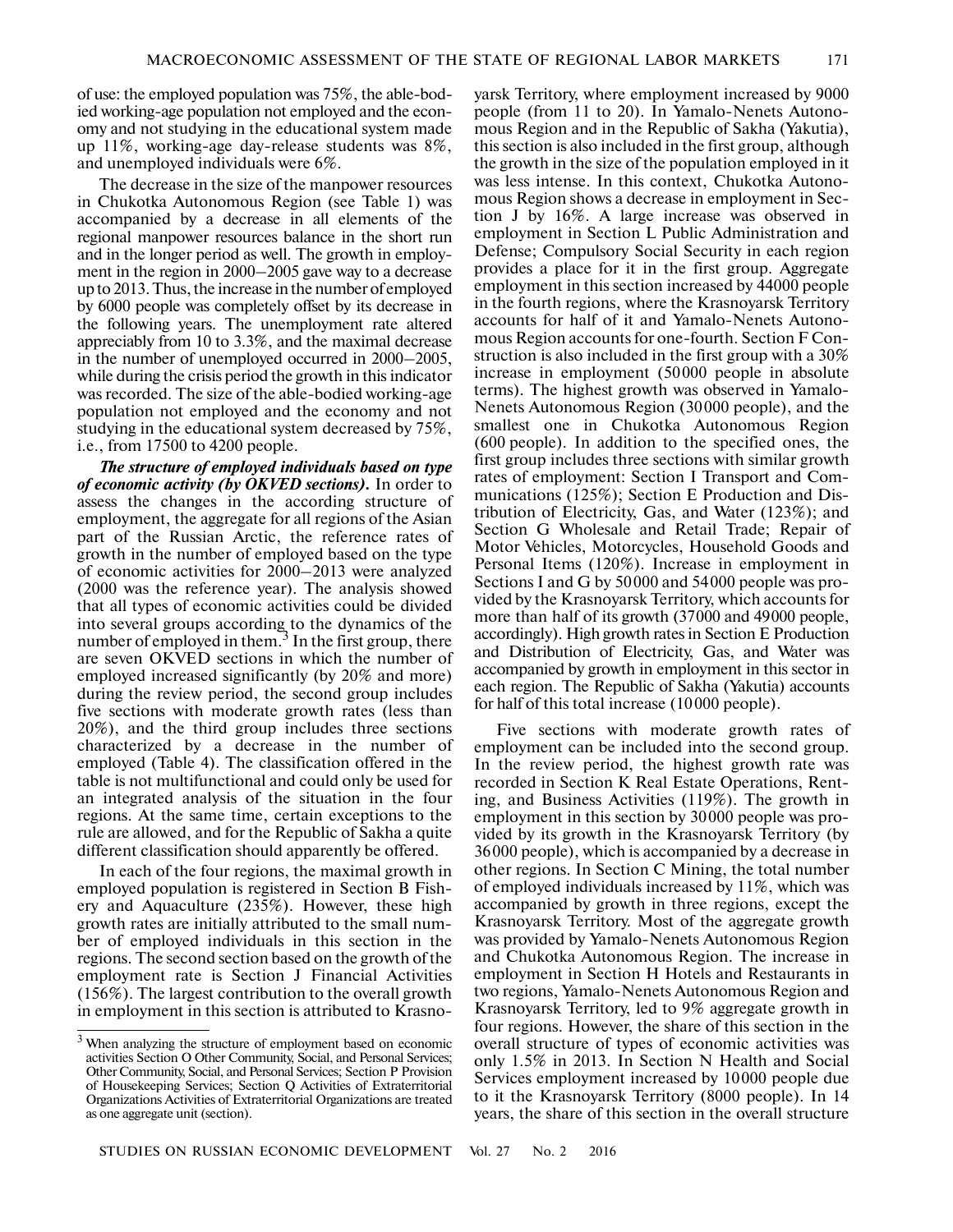of use: the employed population was 75%, the able-bodied working-age population not employed and the economy and not studying in the educational system made up 11%, working-age day-release students was 8%, and unemployed individuals were 6%.

The decrease in the size of the manpower resources in Chukotka Autonomous Region (see Table 1) was accompanied by a decrease in all elements of the regional manpower resources balance in the short run and in the longer period as well. The growth in employment in the region in 2000–2005 gave way to a decrease up to 2013. Thus, the increase in the number of employed by 6000 people was completely offset by its decrease in the following years. The unemployment rate altered appreciably from 10 to 3.3%, and the maximal decrease in the number of unemployed occurred in 2000–2005, while during the crisis period the growth in this indicator was recorded. The size of the able-bodied working-age population not employed and the economy and not studying in the educational system decreased by 75%, i.e., from 17500 to 4200 people.

***The structure of employed individuals based on type of economic activity (by OKVED sections).*** In order to assess the changes in the according structure of employment, the aggregate for all regions of the Asian part of the Russian Arctic, the reference rates of growth in the number of employed based on the type of economic activities for 2000–2013 were analyzed (2000 was the reference year). The analysis showed that all types of economic activities could be divided into several groups according to the dynamics of the number of employed in them.[3] In the first group, there are seven OKVED sections in which the number of employed increased significantly (by 20% and more) during the review period, the second group includes five sections with moderate growth rates (less than 20%), and the third group includes three sections characterized by a decrease in the number of employed (Table 4). The classification offered in the table is not multifunctional and could only be used for an integrated analysis of the situation in the four regions. At the same time, certain exceptions to the rule are allowed, and for the Republic of Sakha a quite different classification should apparently be offered.

In each of the four regions, the maximal growth in employed population is registered in Section B Fishery and Aquaculture (235%). However, these high growth rates are initially attributed to the small number of employed individuals in this section in the regions. The second section based on the growth of the employment rate is Section J Financial Activities (156%). The largest contribution to the overall growth in employment in this section is attributed to Krasnoyarsk Territory, where employment increased by 9000 people (from 11 to 20). In Yamalo-Nenets Autonomous Region and in the Republic of Sakha (Yakutia), this section is also included in the first group, although the growth in the size of the population employed in it was less intense. In this context, Chukotka Autonomous Region shows a decrease in employment in Section J by 16%. A large increase was observed in employment in Section L Public Administration and Defense; Compulsory Social Security in each region provides a place for it in the first group. Aggregate employment in this section increased by 44000 people in the fourth regions, where the Krasnoyarsk Territory accounts for half of it and Yamalo-Nenets Autonomous Region accounts for one-fourth. Section F Construction is also included in the first group with a 30% increase in employment (50000 people in absolute terms). The highest growth was observed in Yamalo-Nenets Autonomous Region (30000 people), and the smallest one in Chukotka Autonomous Region (600 people). In addition to the specified ones, the first group includes three sections with similar growth rates of employment: Section I Transport and Communications (125%); Section E Production and Distribution of Electricity, Gas, and Water (123%); and Section G Wholesale and Retail Trade; Repair of Motor Vehicles, Motorcycles, Household Goods and Personal Items (120%). Increase in employment in Sections I and G by 50000 and 54000 people was provided by the Krasnoyarsk Territory, which accounts for more than half of its growth (37000 and 49000 people, accordingly). High growth rates in Section E Production and Distribution of Electricity, Gas, and Water was accompanied by growth in employment in this sector in each region. The Republic of Sakha (Yakutia) accounts for half of this total increase (10000 people).

Five sections with moderate growth rates of employment can be included into the second group. In the review period, the highest growth rate was recorded in Section K Real Estate Operations, Renting, and Business Activities (119%). The growth in employment in this section by 30000 people was provided by its growth in the Krasnoyarsk Territory (by 36000 people), which is accompanied by a decrease in other regions. In Section C Mining, the total number of employed individuals increased by 11%, which was accompanied by growth in three regions, except the Krasnoyarsk Territory. Most of the aggregate growth was provided by Yamalo-Nenets Autonomous Region and Chukotka Autonomous Region. The increase in employment in Section H Hotels and Restaurants in two regions, Yamalo-Nenets Autonomous Region and Krasnoyarsk Territory, led to 9% aggregate growth in four regions. However, the share of this section in the overall structure of types of economic activities was only 1.5% in 2013. In Section N Health and Social Services employment increased by 10000 people due to it the Krasnoyarsk Territory (8000 people). In 14 years, the share of this section in the overall structure

[3] When analyzing the structure of employment based on economic activities Section O Other Community, Social, and Personal Services; Other Community, Social, and Personal Services; Section P Provision of Housekeeping Services; Section Q Activities of Extraterritorial Organizations Activities of Extraterritorial Organizations are treated as one aggregate unit (section).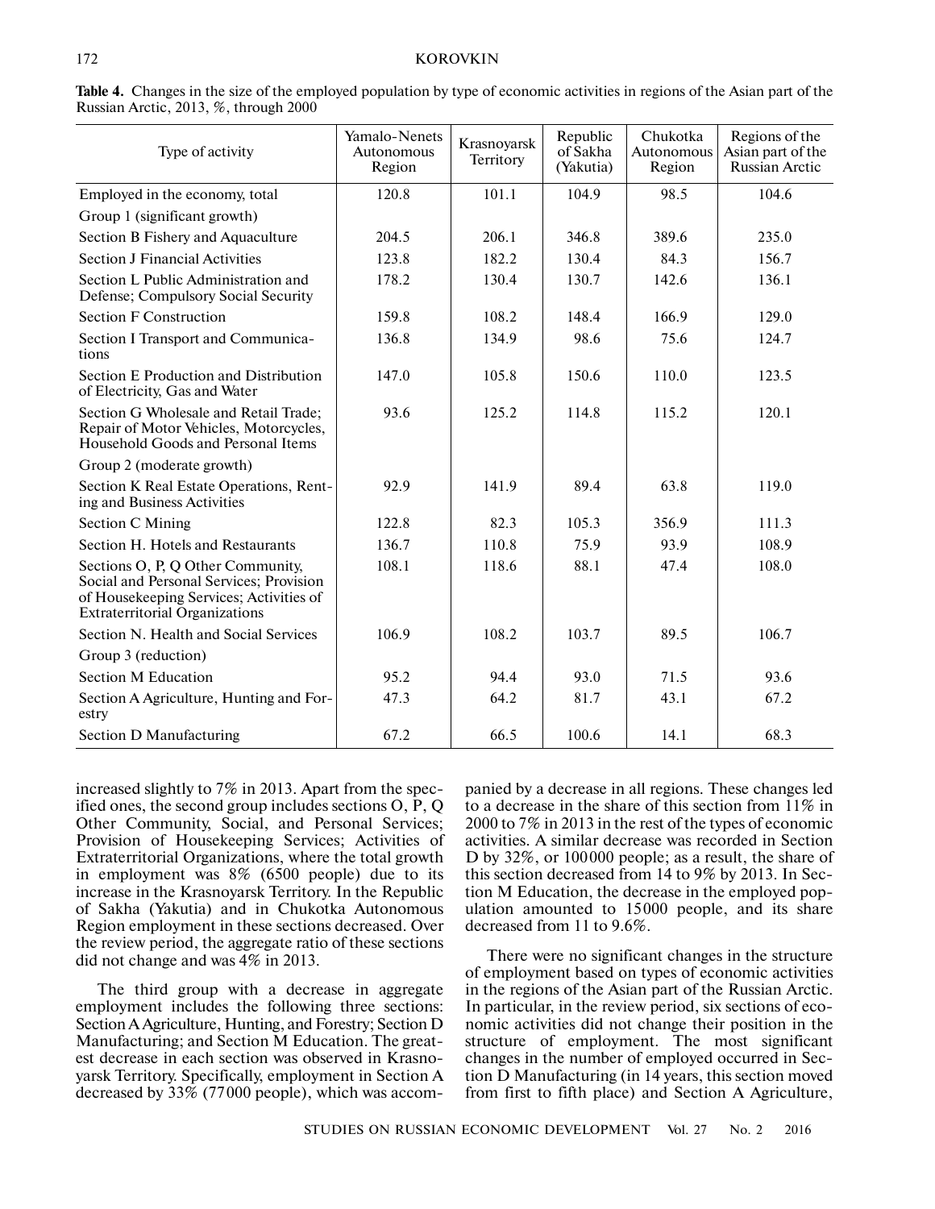**Table 4.** Changes in the size of the employed population by type of economic activities in regions of the Asian part of the Russian Arctic, 2013, %, through 2000

| Type of activity | Yamalo-Nenets Autonomous Region | Krasnoyarsk Territory | Republic of Sakha (Yakutia) | Chukotka Autonomous Region | Regions of the Asian part of the Russian Arctic |
|---|---|---|---|---|---|
| Employed in the economy, total | 120.8 | 101.1 | 104.9 | 98.5 | 104.6 |
| Group 1 (significant growth) | | | | | |
| Section B Fishery and Aquaculture | 204.5 | 206.1 | 346.8 | 389.6 | 235.0 |
| Section J Financial Activities | 123.8 | 182.2 | 130.4 | 84.3 | 156.7 |
| Section L Public Administration and Defense; Compulsory Social Security | 178.2 | 130.4 | 130.7 | 142.6 | 136.1 |
| Section F Construction | 159.8 | 108.2 | 148.4 | 166.9 | 129.0 |
| Section I Transport and Communications | 136.8 | 134.9 | 98.6 | 75.6 | 124.7 |
| Section E Production and Distribution of Electricity, Gas and Water | 147.0 | 105.8 | 150.6 | 110.0 | 123.5 |
| Section G Wholesale and Retail Trade; Repair of Motor Vehicles, Motorcycles, Household Goods and Personal Items | 93.6 | 125.2 | 114.8 | 115.2 | 120.1 |
| Group 2 (moderate growth) | | | | | |
| Section K Real Estate Operations, Renting and Business Activities | 92.9 | 141.9 | 89.4 | 63.8 | 119.0 |
| Section C Mining | 122.8 | 82.3 | 105.3 | 356.9 | 111.3 |
| Section H. Hotels and Restaurants | 136.7 | 110.8 | 75.9 | 93.9 | 108.9 |
| Sections O, P, Q Other Community, Social and Personal Services; Provision of Housekeeping Services; Activities of Extraterritorial Organizations | 108.1 | 118.6 | 88.1 | 47.4 | 108.0 |
| Section N. Health and Social Services | 106.9 | 108.2 | 103.7 | 89.5 | 106.7 |
| Group 3 (reduction) | | | | | |
| Section M Education | 95.2 | 94.4 | 93.0 | 71.5 | 93.6 |
| Section A Agriculture, Hunting and Forestry | 47.3 | 64.2 | 81.7 | 43.1 | 67.2 |
| Section D Manufacturing | 67.2 | 66.5 | 100.6 | 14.1 | 68.3 |

increased slightly to 7% in 2013. Apart from the specified ones, the second group includes sections O, P, Q Other Community, Social, and Personal Services; Provision of Housekeeping Services; Activities of Extraterritorial Organizations, where the total growth in employment was 8% (6500 people) due to its increase in the Krasnoyarsk Territory. In the Republic of Sakha (Yakutia) and in Chukotka Autonomous Region employment in these sections decreased. Over the review period, the aggregate ratio of these sections did not change and was 4% in 2013.

The third group with a decrease in aggregate employment includes the following three sections: Section A Agriculture, Hunting, and Forestry; Section D Manufacturing; and Section M Education. The greatest decrease in each section was observed in Krasnoyarsk Territory. Specifically, employment in Section A decreased by 33% (77000 people), which was accompanied by a decrease in all regions. These changes led to a decrease in the share of this section from 11% in 2000 to 7% in 2013 in the rest of the types of economic activities. A similar decrease was recorded in Section D by 32%, or 100000 people; as a result, the share of this section decreased from 14 to 9% by 2013. In Section M Education, the decrease in the employed population amounted to 15000 people, and its share decreased from 11 to 9.6%.

There were no significant changes in the structure of employment based on types of economic activities in the regions of the Asian part of the Russian Arctic. In particular, in the review period, six sections of economic activities did not change their position in the structure of employment. The most significant changes in the number of employed occurred in Section D Manufacturing (in 14 years, this section moved from first to fifth place) and Section A Agriculture,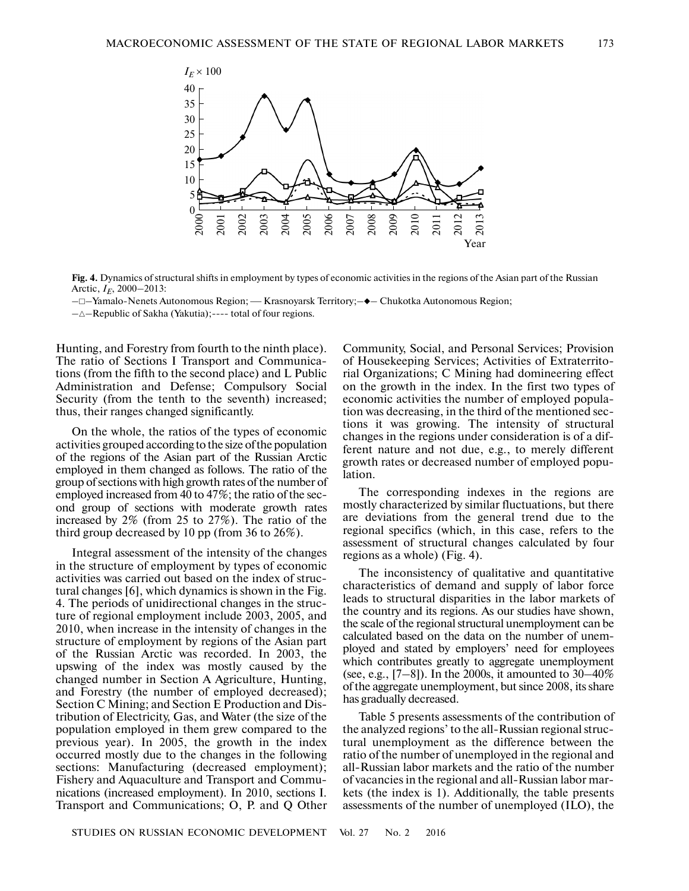Fig. 4. Dynamics of structural shifts in employment by types of economic activities in the regions of the Asian part of the Russian Arctic, $I_E$, 2000–2013:

–□–Yamalo-Nenets Autonomous Region; — Krasnoyarsk Territory;–◆– Chukotka Autonomous Region;

–△–Republic of Sakha (Yakutia);---- total of four regions.

Hunting, and Forestry from fourth to the ninth place). The ratio of Sections I Transport and Communications (from the fifth to the second place) and L Public Administration and Defense; Compulsory Social Security (from the tenth to the seventh) increased; thus, their ranges changed significantly.

On the whole, the ratios of the types of economic activities grouped according to the size of the population of the regions of the Asian part of the Russian Arctic employed in them changed as follows. The ratio of the group of sections with high growth rates of the number of employed increased from 40 to 47%; the ratio of the second group of sections with moderate growth rates increased by 2% (from 25 to 27%). The ratio of the third group decreased by 10 pp (from 36 to 26%).

Integral assessment of the intensity of the changes in the structure of employment by types of economic activities was carried out based on the index of structural changes [6], which dynamics is shown in the Fig. 4. The periods of unidirectional changes in the structure of regional employment include 2003, 2005, and 2010, when increase in the intensity of changes in the structure of employment by regions of the Asian part of the Russian Arctic was recorded. In 2003, the upswing of the index was mostly caused by the changed number in Section A Agriculture, Hunting, and Forestry (the number of employed decreased); Section C Mining; and Section E Production and Distribution of Electricity, Gas, and Water (the size of the population employed in them grew compared to the previous year). In 2005, the growth in the index occurred mostly due to the changes in the following sections: Manufacturing (decreased employment); Fishery and Aquaculture and Transport and Communications (increased employment). In 2010, sections I. Transport and Communications; O, P. and Q Other Community, Social, and Personal Services; Provision of Housekeeping Services; Activities of Extraterritorial Organizations; C Mining had domineering effect on the growth in the index. In the first two types of economic activities the number of employed population was decreasing, in the third of the mentioned sections it was growing. The intensity of structural changes in the regions under consideration is of a different nature and not due, e.g., to merely different growth rates or decreased number of employed population.

The corresponding indexes in the regions are mostly characterized by similar fluctuations, but there are deviations from the general trend due to the regional specifics (which, in this case, refers to the assessment of structural changes calculated by four regions as a whole) (Fig. 4).

The inconsistency of qualitative and quantitative characteristics of demand and supply of labor force leads to structural disparities in the labor markets of the country and its regions. As our studies have shown, the scale of the regional structural unemployment can be calculated based on the data on the number of unemployed and stated by employers' need for employees which contributes greatly to aggregate unemployment (see, e.g., [7–8]). In the 2000s, it amounted to 30–40% of the aggregate unemployment, but since 2008, its share has gradually decreased.

Table 5 presents assessments of the contribution of the analyzed regions' to the all-Russian regional structural unemployment as the difference between the ratio of the number of unemployed in the regional and all-Russian labor markets and the ratio of the number of vacancies in the regional and all-Russian labor markets (the index is 1). Additionally, the table presents assessments of the number of unemployed (ILO), the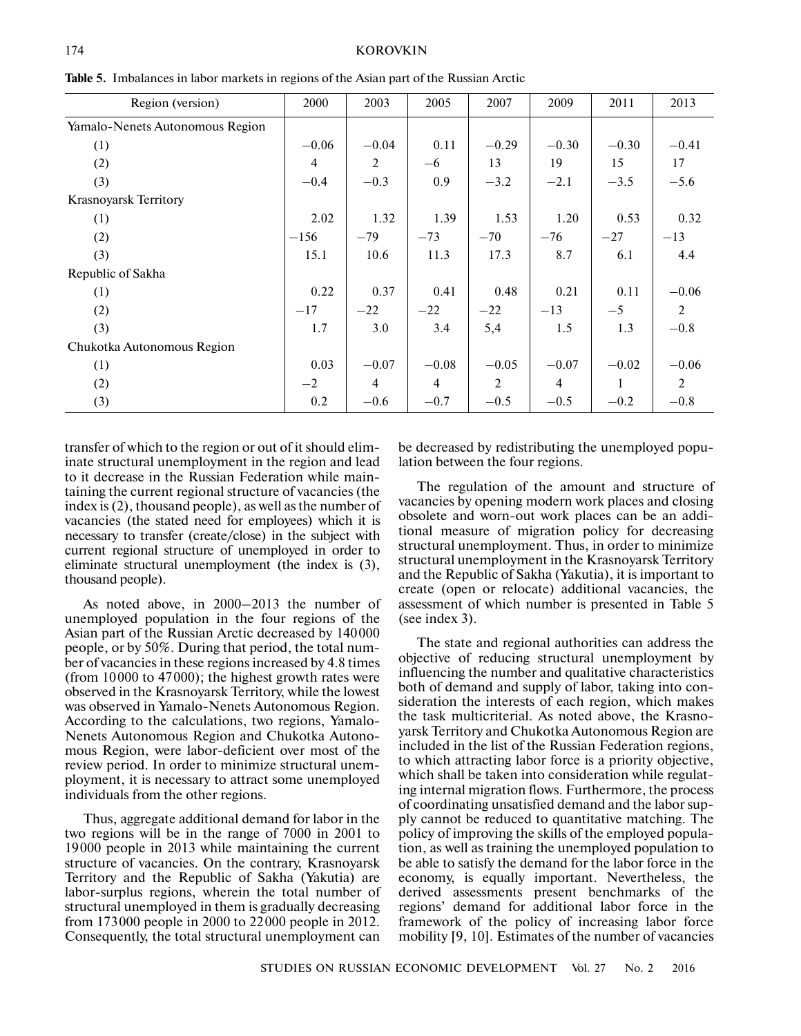**Table 5.** Imbalances in labor markets in regions of the Asian part of the Russian Arctic

| Region (version) | 2000 | 2003 | 2005 | 2007 | 2009 | 2011 | 2013 |
|---|---|---|---|---|---|---|---|
| Yamalo-Nenets Autonomous Region | | | | | | | |
| (1) | −0.06 | −0.04 | 0.11 | −0.29 | −0.30 | −0.30 | −0.41 |
| (2) | 4 | 2 | −6 | 13 | 19 | 15 | 17 |
| (3) | −0.4 | −0.3 | 0.9 | −3.2 | −2.1 | −3.5 | −5.6 |
| Krasnoyarsk Territory | | | | | | | |
| (1) | 2.02 | 1.32 | 1.39 | 1.53 | 1.20 | 0.53 | 0.32 |
| (2) | −156 | −79 | −73 | −70 | −76 | −27 | −13 |
| (3) | 15.1 | 10.6 | 11.3 | 17.3 | 8.7 | 6.1 | 4.4 |
| Republic of Sakha | | | | | | | |
| (1) | 0.22 | 0.37 | 0.41 | 0.48 | 0.21 | 0.11 | −0.06 |
| (2) | −17 | −22 | −22 | −22 | −13 | −5 | 2 |
| (3) | 1.7 | 3.0 | 3.4 | 5,4 | 1.5 | 1.3 | −0.8 |
| Chukotka Autonomous Region | | | | | | | |
| (1) | 0.03 | −0.07 | −0.08 | −0.05 | −0.07 | −0.02 | −0.06 |
| (2) | −2 | 4 | 4 | 2 | 4 | 1 | 2 |
| (3) | 0.2 | −0.6 | −0.7 | −0.5 | −0.5 | −0.2 | −0.8 |

transfer of which to the region or out of it should eliminate structural unemployment in the region and lead to it decrease in the Russian Federation while maintaining the current regional structure of vacancies (the index is (2), thousand people), as well as the number of vacancies (the stated need for employees) which it is necessary to transfer (create/close) in the subject with current regional structure of unemployed in order to eliminate structural unemployment (the index is (3), thousand people).

As noted above, in 2000–2013 the number of unemployed population in the four regions of the Asian part of the Russian Arctic decreased by 140000 people, or by 50%. During that period, the total number of vacancies in these regions increased by 4.8 times (from 10000 to 47000); the highest growth rates were observed in the Krasnoyarsk Territory, while the lowest was observed in Yamalo-Nenets Autonomous Region. According to the calculations, two regions, Yamalo-Nenets Autonomous Region and Chukotka Autonomous Region, were labor-deficient over most of the review period. In order to minimize structural unemployment, it is necessary to attract some unemployed individuals from the other regions.

Thus, aggregate additional demand for labor in the two regions will be in the range of 7000 in 2001 to 19000 people in 2013 while maintaining the current structure of vacancies. On the contrary, Krasnoyarsk Territory and the Republic of Sakha (Yakutia) are labor-surplus regions, wherein the total number of structural unemployed in them is gradually decreasing from 173000 people in 2000 to 22000 people in 2012. Consequently, the total structural unemployment can be decreased by redistributing the unemployed population between the four regions.

The regulation of the amount and structure of vacancies by opening modern work places and closing obsolete and worn-out work places can be an additional measure of migration policy for decreasing structural unemployment. Thus, in order to minimize structural unemployment in the Krasnoyarsk Territory and the Republic of Sakha (Yakutia), it is important to create (open or relocate) additional vacancies, the assessment of which number is presented in Table 5 (see index 3).

The state and regional authorities can address the objective of reducing structural unemployment by influencing the number and qualitative characteristics both of demand and supply of labor, taking into consideration the interests of each region, which makes the task multicriterial. As noted above, the Krasnoyarsk Territory and Chukotka Autonomous Region are included in the list of the Russian Federation regions, to which attracting labor force is a priority objective, which shall be taken into consideration while regulating internal migration flows. Furthermore, the process of coordinating unsatisfied demand and the labor supply cannot be reduced to quantitative matching. The policy of improving the skills of the employed population, as well as training the unemployed population to be able to satisfy the demand for the labor force in the economy, is equally important. Nevertheless, the derived assessments present benchmarks of the regions' demand for additional labor force in the framework of the policy of increasing labor force mobility [9, 10]. Estimates of the number of vacancies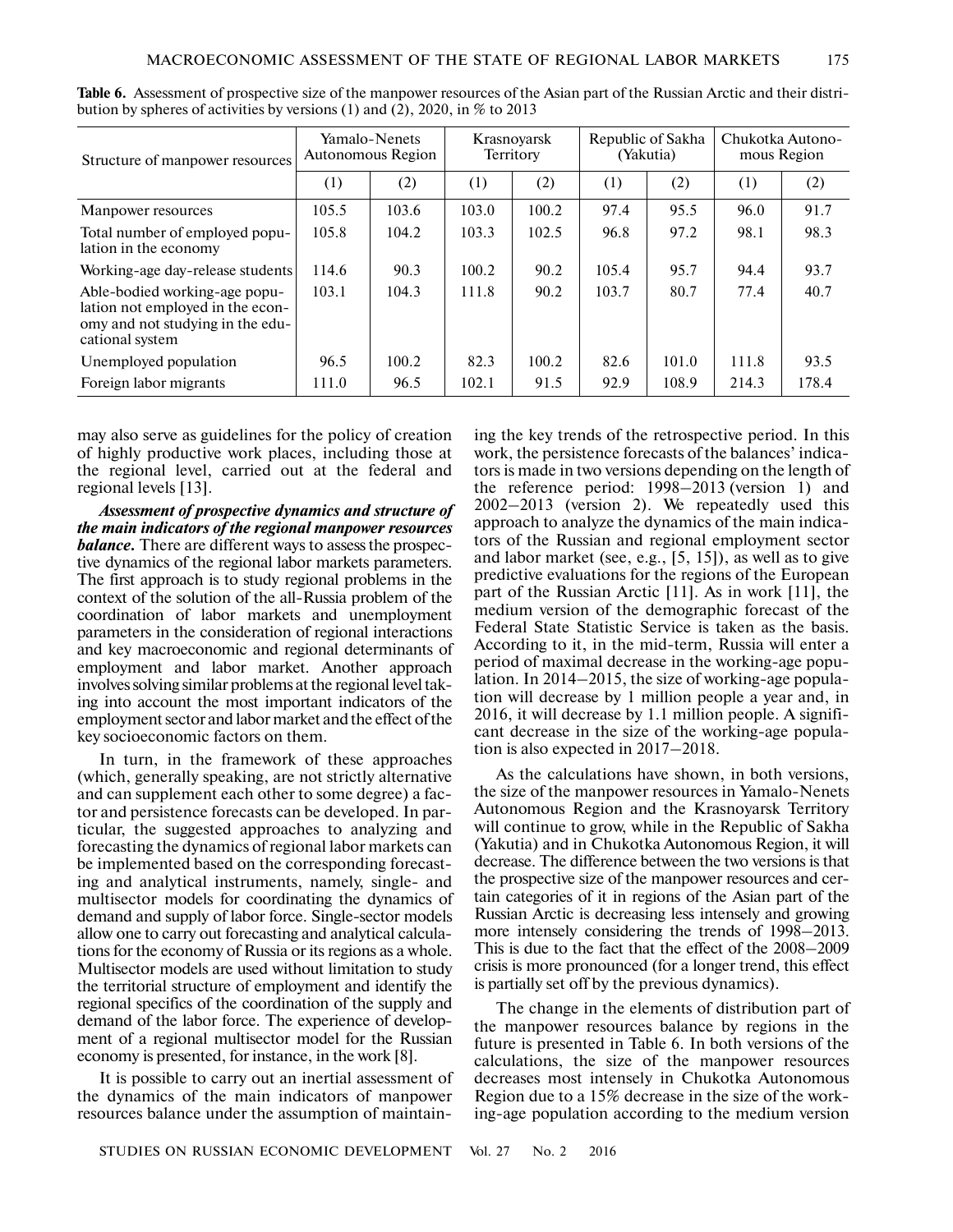**Table 6.** Assessment of prospective size of the manpower resources of the Asian part of the Russian Arctic and their distribution by spheres of activities by versions (1) and (2), 2020, in % to 2013

| Structure of manpower resources | Yamalo-Nenets Autonomous Region | | Krasnoyarsk Territory | | Republic of Sakha (Yakutia) | | Chukotka Autonomous Region | |
|---|---|---|---|---|---|---|---|---|
| | (1) | (2) | (1) | (2) | (1) | (2) | (1) | (2) |
| Manpower resources | 105.5 | 103.6 | 103.0 | 100.2 | 97.4 | 95.5 | 96.0 | 91.7 |
| Total number of employed population in the economy | 105.8 | 104.2 | 103.3 | 102.5 | 96.8 | 97.2 | 98.1 | 98.3 |
| Working-age day-release students | 114.6 | 90.3 | 100.2 | 90.2 | 105.4 | 95.7 | 94.4 | 93.7 |
| Able-bodied working-age population not employed in the economy and not studying in the educational system | 103.1 | 104.3 | 111.8 | 90.2 | 103.7 | 80.7 | 77.4 | 40.7 |
| Unemployed population | 96.5 | 100.2 | 82.3 | 100.2 | 82.6 | 101.0 | 111.8 | 93.5 |
| Foreign labor migrants | 111.0 | 96.5 | 102.1 | 91.5 | 92.9 | 108.9 | 214.3 | 178.4 |

may also serve as guidelines for the policy of creation of highly productive work places, including those at the regional level, carried out at the federal and regional levels [13].

***Assessment of prospective dynamics and structure of the main indicators of the regional manpower resources balance.*** There are different ways to assess the prospective dynamics of the regional labor markets parameters. The first approach is to study regional problems in the context of the solution of the all-Russia problem of the coordination of labor markets and unemployment parameters in the consideration of regional interactions and key macroeconomic and regional determinants of employment and labor market. Another approach involves solving similar problems at the regional level taking into account the most important indicators of the employment sector and labor market and the effect of the key socioeconomic factors on them.

In turn, in the framework of these approaches (which, generally speaking, are not strictly alternative and can supplement each other to some degree) a factor and persistence forecasts can be developed. In particular, the suggested approaches to analyzing and forecasting the dynamics of regional labor markets can be implemented based on the corresponding forecasting and analytical instruments, namely, single- and multisector models for coordinating the dynamics of demand and supply of labor force. Single-sector models allow one to carry out forecasting and analytical calculations for the economy of Russia or its regions as a whole. Multisector models are used without limitation to study the territorial structure of employment and identify the regional specifics of the coordination of the supply and demand of the labor force. The experience of development of a regional multisector model for the Russian economy is presented, for instance, in the work [8].

It is possible to carry out an inertial assessment of the dynamics of the main indicators of manpower resources balance under the assumption of maintaining the key trends of the retrospective period. In this work, the persistence forecasts of the balances' indicators is made in two versions depending on the length of the reference period: 1998–2013 (version 1) and 2002–2013 (version 2). We repeatedly used this approach to analyze the dynamics of the main indicators of the Russian and regional employment sector and labor market (see, e.g., [5, 15]), as well as to give predictive evaluations for the regions of the European part of the Russian Arctic [11]. As in work [11], the medium version of the demographic forecast of the Federal State Statistic Service is taken as the basis. According to it, in the mid-term, Russia will enter a period of maximal decrease in the working-age population. In 2014–2015, the size of working-age population will decrease by 1 million people a year and, in 2016, it will decrease by 1.1 million people. A significant decrease in the size of the working-age population is also expected in 2017–2018.

As the calculations have shown, in both versions, the size of the manpower resources in Yamalo-Nenets Autonomous Region and the Krasnoyarsk Territory will continue to grow, while in the Republic of Sakha (Yakutia) and in Chukotka Autonomous Region, it will decrease. The difference between the two versions is that the prospective size of the manpower resources and certain categories of it in regions of the Asian part of the Russian Arctic is decreasing less intensely and growing more intensely considering the trends of 1998–2013. This is due to the fact that the effect of the 2008–2009 crisis is more pronounced (for a longer trend, this effect is partially set off by the previous dynamics).

The change in the elements of distribution part of the manpower resources balance by regions in the future is presented in Table 6. In both versions of the calculations, the size of the manpower resources decreases most intensely in Chukotka Autonomous Region due to a 15% decrease in the size of the working-age population according to the medium version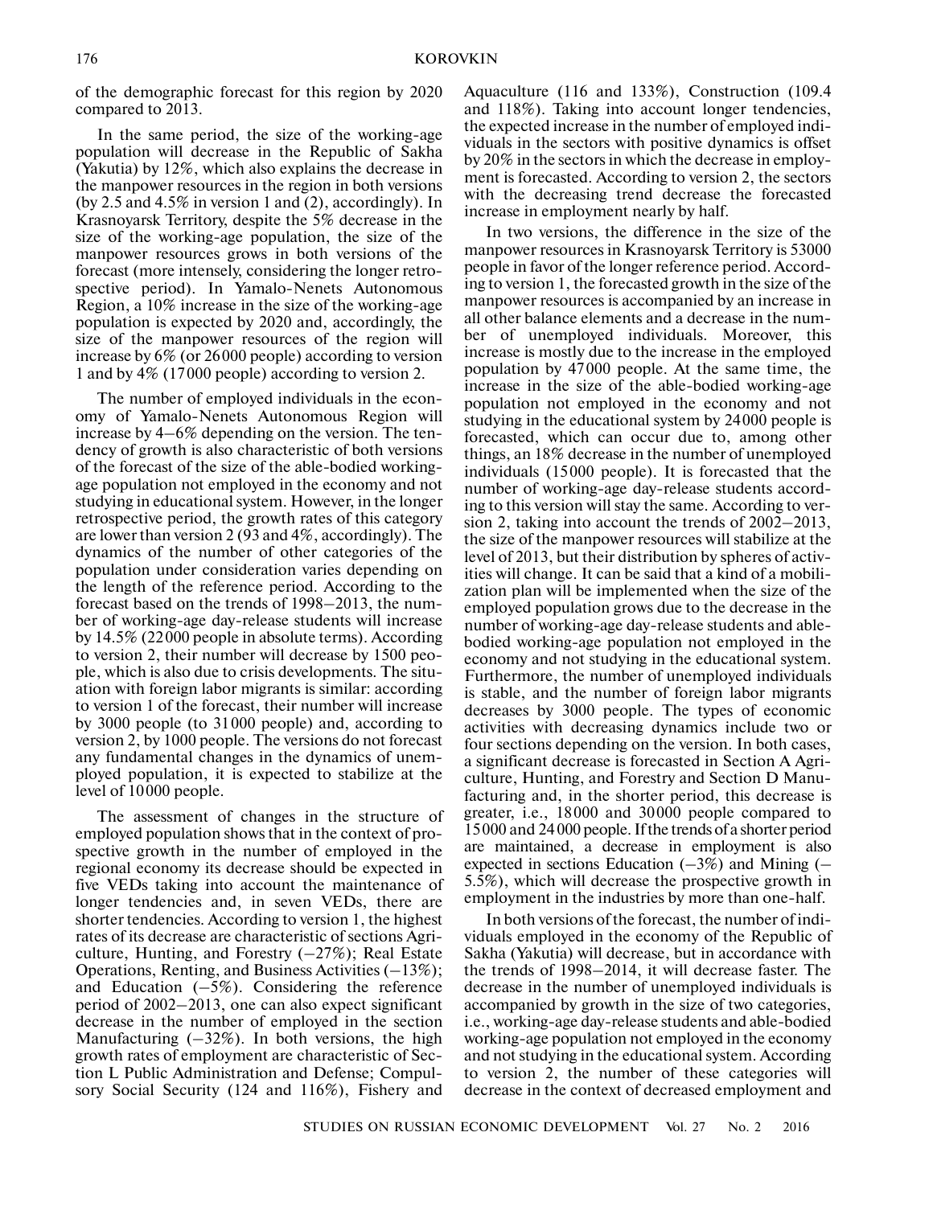of the demographic forecast for this region by 2020 compared to 2013.

In the same period, the size of the working-age population will decrease in the Republic of Sakha (Yakutia) by 12%, which also explains the decrease in the manpower resources in the region in both versions (by 2.5 and 4.5% in version 1 and (2), accordingly). In Krasnoyarsk Territory, despite the 5% decrease in the size of the working-age population, the size of the manpower resources grows in both versions of the forecast (more intensely, considering the longer retrospective period). In Yamalo-Nenets Autonomous Region, a 10% increase in the size of the working-age population is expected by 2020 and, accordingly, the size of the manpower resources of the region will increase by 6% (or 26000 people) according to version 1 and by 4% (17000 people) according to version 2.

The number of employed individuals in the economy of Yamalo-Nenets Autonomous Region will increase by 4–6% depending on the version. The tendency of growth is also characteristic of both versions of the forecast of the size of the able-bodied working-age population not employed in the economy and not studying in educational system. However, in the longer retrospective period, the growth rates of this category are lower than version 2 (93 and 4%, accordingly). The dynamics of the number of other categories of the population under consideration varies depending on the length of the reference period. According to the forecast based on the trends of 1998–2013, the number of working-age day-release students will increase by 14.5% (22000 people in absolute terms). According to version 2, their number will decrease by 1500 people, which is also due to crisis developments. The situation with foreign labor migrants is similar: according to version 1 of the forecast, their number will increase by 3000 people (to 31000 people) and, according to version 2, by 1000 people. The versions do not forecast any fundamental changes in the dynamics of unemployed population, it is expected to stabilize at the level of 10000 people.

The assessment of changes in the structure of employed population shows that in the context of prospective growth in the number of employed in the regional economy its decrease should be expected in five VEDs taking into account the maintenance of longer tendencies and, in seven VEDs, there are shorter tendencies. According to version 1, the highest rates of its decrease are characteristic of sections Agriculture, Hunting, and Forestry (–27%); Real Estate Operations, Renting, and Business Activities (–13%); and Education (–5%). Considering the reference period of 2002–2013, one can also expect significant decrease in the number of employed in the section Manufacturing (–32%). In both versions, the high growth rates of employment are characteristic of Section L Public Administration and Defense; Compulsory Social Security (124 and 116%), Fishery and Aquaculture (116 and 133%), Construction (109.4 and 118%). Taking into account longer tendencies, the expected increase in the number of employed individuals in the sectors with positive dynamics is offset by 20% in the sectors in which the decrease in employment is forecasted. According to version 2, the sectors with the decreasing trend decrease the forecasted increase in employment nearly by half.

In two versions, the difference in the size of the manpower resources in Krasnoyarsk Territory is 53000 people in favor of the longer reference period. According to version 1, the forecasted growth in the size of the manpower resources is accompanied by an increase in all other balance elements and a decrease in the number of unemployed individuals. Moreover, this increase is mostly due to the increase in the employed population by 47000 people. At the same time, the increase in the size of the able-bodied working-age population not employed in the economy and not studying in the educational system by 24000 people is forecasted, which can occur due to, among other things, an 18% decrease in the number of unemployed individuals (15000 people). It is forecasted that the number of working-age day-release students according to this version will stay the same. According to version 2, taking into account the trends of 2002–2013, the size of the manpower resources will stabilize at the level of 2013, but their distribution by spheres of activities will change. It can be said that a kind of a mobilization plan will be implemented when the size of the employed population grows due to the decrease in the number of working-age day-release students and able-bodied working-age population not employed in the economy and not studying in the educational system. Furthermore, the number of unemployed individuals is stable, and the number of foreign labor migrants decreases by 3000 people. The types of economic activities with decreasing dynamics include two or four sections depending on the version. In both cases, a significant decrease is forecasted in Section A Agriculture, Hunting, and Forestry and Section D Manufacturing and, in the shorter period, this decrease is greater, i.e., 18000 and 30000 people compared to 15000 and 24000 people. If the trends of a shorter period are maintained, a decrease in employment is also expected in sections Education (–3%) and Mining (–5.5%), which will decrease the prospective growth in employment in the industries by more than one-half.

In both versions of the forecast, the number of individuals employed in the economy of the Republic of Sakha (Yakutia) will decrease, but in accordance with the trends of 1998–2014, it will decrease faster. The decrease in the number of unemployed individuals is accompanied by growth in the size of two categories, i.e., working-age day-release students and able-bodied working-age population not employed in the economy and not studying in the educational system. According to version 2, the number of these categories will decrease in the context of decreased employment and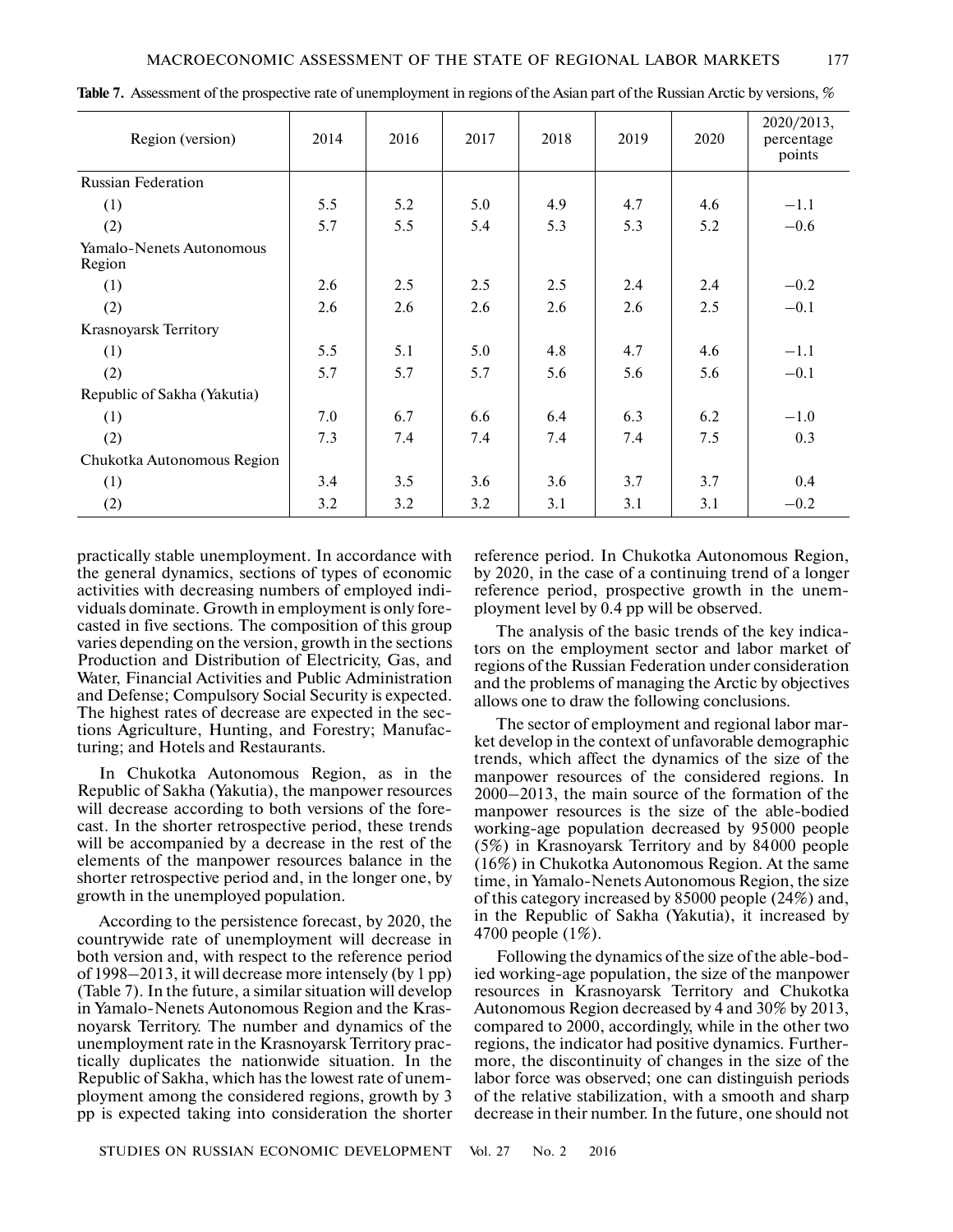**Table 7.** Assessment of the prospective rate of unemployment in regions of the Asian part of the Russian Arctic by versions, %

| Region (version) | 2014 | 2016 | 2017 | 2018 | 2019 | 2020 | 2020/2013, percentage points |
|---|---|---|---|---|---|---|---|
| Russian Federation | | | | | | | |
| (1) | 5.5 | 5.2 | 5.0 | 4.9 | 4.7 | 4.6 | −1.1 |
| (2) | 5.7 | 5.5 | 5.4 | 5.3 | 5.3 | 5.2 | −0.6 |
| Yamalo-Nenets Autonomous Region | | | | | | | |
| (1) | 2.6 | 2.5 | 2.5 | 2.5 | 2.4 | 2.4 | −0.2 |
| (2) | 2.6 | 2.6 | 2.6 | 2.6 | 2.6 | 2.5 | −0.1 |
| Krasnoyarsk Territory | | | | | | | |
| (1) | 5.5 | 5.1 | 5.0 | 4.8 | 4.7 | 4.6 | −1.1 |
| (2) | 5.7 | 5.7 | 5.7 | 5.6 | 5.6 | 5.6 | −0.1 |
| Republic of Sakha (Yakutia) | | | | | | | |
| (1) | 7.0 | 6.7 | 6.6 | 6.4 | 6.3 | 6.2 | −1.0 |
| (2) | 7.3 | 7.4 | 7.4 | 7.4 | 7.4 | 7.5 | 0.3 |
| Chukotka Autonomous Region | | | | | | | |
| (1) | 3.4 | 3.5 | 3.6 | 3.6 | 3.7 | 3.7 | 0.4 |
| (2) | 3.2 | 3.2 | 3.2 | 3.1 | 3.1 | 3.1 | −0.2 |

practically stable unemployment. In accordance with the general dynamics, sections of types of economic activities with decreasing numbers of employed individuals dominate. Growth in employment is only forecasted in five sections. The composition of this group varies depending on the version, growth in the sections Production and Distribution of Electricity, Gas, and Water, Financial Activities and Public Administration and Defense; Compulsory Social Security is expected. The highest rates of decrease are expected in the sections Agriculture, Hunting, and Forestry; Manufacturing; and Hotels and Restaurants.

In Chukotka Autonomous Region, as in the Republic of Sakha (Yakutia), the manpower resources will decrease according to both versions of the forecast. In the shorter retrospective period, these trends will be accompanied by a decrease in the rest of the elements of the manpower resources balance in the shorter retrospective period and, in the longer one, by growth in the unemployed population.

According to the persistence forecast, by 2020, the countrywide rate of unemployment will decrease in both version and, with respect to the reference period of 1998–2013, it will decrease more intensely (by 1 pp) (Table 7). In the future, a similar situation will develop in Yamalo-Nenets Autonomous Region and the Krasnoyarsk Territory. The number and dynamics of the unemployment rate in the Krasnoyarsk Territory practically duplicates the nationwide situation. In the Republic of Sakha, which has the lowest rate of unemployment among the considered regions, growth by 3 pp is expected taking into consideration the shorter reference period. In Chukotka Autonomous Region, by 2020, in the case of a continuing trend of a longer reference period, prospective growth in the unemployment level by 0.4 pp will be observed.

The analysis of the basic trends of the key indicators on the employment sector and labor market of regions of the Russian Federation under consideration and the problems of managing the Arctic by objectives allows one to draw the following conclusions.

The sector of employment and regional labor market develop in the context of unfavorable demographic trends, which affect the dynamics of the size of the manpower resources of the considered regions. In 2000–2013, the main source of the formation of the manpower resources is the size of the able-bodied working-age population decreased by 95000 people (5%) in Krasnoyarsk Territory and by 84000 people (16%) in Chukotka Autonomous Region. At the same time, in Yamalo-Nenets Autonomous Region, the size of this category increased by 85000 people (24%) and, in the Republic of Sakha (Yakutia), it increased by 4700 people (1%).

Following the dynamics of the size of the able-bodied working-age population, the size of the manpower resources in Krasnoyarsk Territory and Chukotka Autonomous Region decreased by 4 and 30% by 2013, compared to 2000, accordingly, while in the other two regions, the indicator had positive dynamics. Furthermore, the discontinuity of changes in the size of the labor force was observed; one can distinguish periods of the relative stabilization, with a smooth and sharp decrease in their number. In the future, one should not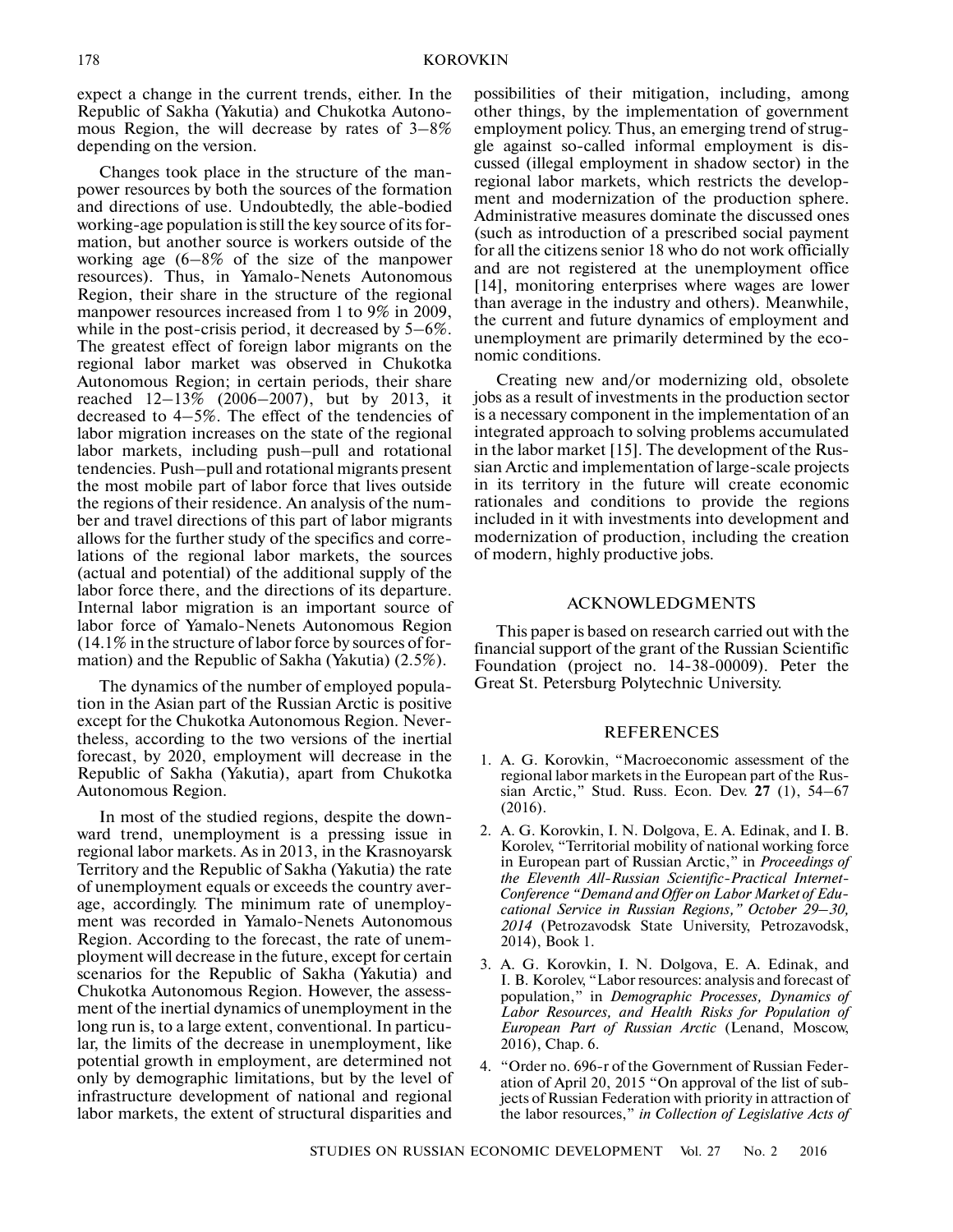expect a change in the current trends, either. In the Republic of Sakha (Yakutia) and Chukotka Autonomous Region, the will decrease by rates of 3–8% depending on the version.

Changes took place in the structure of the manpower resources by both the sources of the formation and directions of use. Undoubtedly, the able-bodied working-age population is still the key source of its formation, but another source is workers outside of the working age (6–8% of the size of the manpower resources). Thus, in Yamalo-Nenets Autonomous Region, their share in the structure of the regional manpower resources increased from 1 to 9% in 2009, while in the post-crisis period, it decreased by 5–6%. The greatest effect of foreign labor migrants on the regional labor market was observed in Chukotka Autonomous Region; in certain periods, their share reached 12–13% (2006–2007), but by 2013, it decreased to 4–5%. The effect of the tendencies of labor migration increases on the state of the regional labor markets, including push–pull and rotational tendencies. Push–pull and rotational migrants present the most mobile part of labor force that lives outside the regions of their residence. An analysis of the number and travel directions of this part of labor migrants allows for the further study of the specifics and correlations of the regional labor markets, the sources (actual and potential) of the additional supply of the labor force there, and the directions of its departure. Internal labor migration is an important source of labor force of Yamalo-Nenets Autonomous Region (14.1% in the structure of labor force by sources of formation) and the Republic of Sakha (Yakutia) (2.5%).

The dynamics of the number of employed population in the Asian part of the Russian Arctic is positive except for the Chukotka Autonomous Region. Nevertheless, according to the two versions of the inertial forecast, by 2020, employment will decrease in the Republic of Sakha (Yakutia), apart from Chukotka Autonomous Region.

In most of the studied regions, despite the downward trend, unemployment is a pressing issue in regional labor markets. As in 2013, in the Krasnoyarsk Territory and the Republic of Sakha (Yakutia) the rate of unemployment equals or exceeds the country average, accordingly. The minimum rate of unemployment was recorded in Yamalo-Nenets Autonomous Region. According to the forecast, the rate of unemployment will decrease in the future, except for certain scenarios for the Republic of Sakha (Yakutia) and Chukotka Autonomous Region. However, the assessment of the inertial dynamics of unemployment in the long run is, to a large extent, conventional. In particular, the limits of the decrease in unemployment, like potential growth in employment, are determined not only by demographic limitations, but by the level of infrastructure development of national and regional labor markets, the extent of structural disparities and possibilities of their mitigation, including, among other things, by the implementation of government employment policy. Thus, an emerging trend of struggle against so-called informal employment is discussed (illegal employment in shadow sector) in the regional labor markets, which restricts the development and modernization of the production sphere. Administrative measures dominate the discussed ones (such as introduction of a prescribed social payment for all the citizens senior 18 who do not work officially and are not registered at the unemployment office [14], monitoring enterprises where wages are lower than average in the industry and others). Meanwhile, the current and future dynamics of employment and unemployment are primarily determined by the economic conditions.

Creating new and/or modernizing old, obsolete jobs as a result of investments in the production sector is a necessary component in the implementation of an integrated approach to solving problems accumulated in the labor market [15]. The development of the Russian Arctic and implementation of large-scale projects in its territory in the future will create economic rationales and conditions to provide the regions included in it with investments into development and modernization of production, including the creation of modern, highly productive jobs.

## ACKNOWLEDGMENTS

This paper is based on research carried out with the financial support of the grant of the Russian Scientific Foundation (project no. 14-38-00009). Peter the Great St. Petersburg Polytechnic University.

## REFERENCES

1. A. G. Korovkin, "Macroeconomic assessment of the regional labor markets in the European part of the Russian Arctic," Stud. Russ. Econ. Dev. **27** (1), 54–67 (2016).
2. A. G. Korovkin, I. N. Dolgova, E. A. Edinak, and I. B. Korolev, "Territorial mobility of national working force in European part of Russian Arctic," in *Proceedings of the Eleventh All-Russian Scientific-Practical Internet-Conference "Demand and Offer on Labor Market of Educational Service in Russian Regions," October 29–30, 2014* (Petrozavodsk State University, Petrozavodsk, 2014), Book 1.
3. A. G. Korovkin, I. N. Dolgova, E. A. Edinak, and I. B. Korolev, "Labor resources: analysis and forecast of population," in *Demographic Processes, Dynamics of Labor Resources, and Health Risks for Population of European Part of Russian Arctic* (Lenand, Moscow, 2016), Chap. 6.
4. "Order no. 696-r of the Government of Russian Federation of April 20, 2015 "On approval of the list of subjects of Russian Federation with priority in attraction of the labor resources," *in Collection of Legislative Acts of*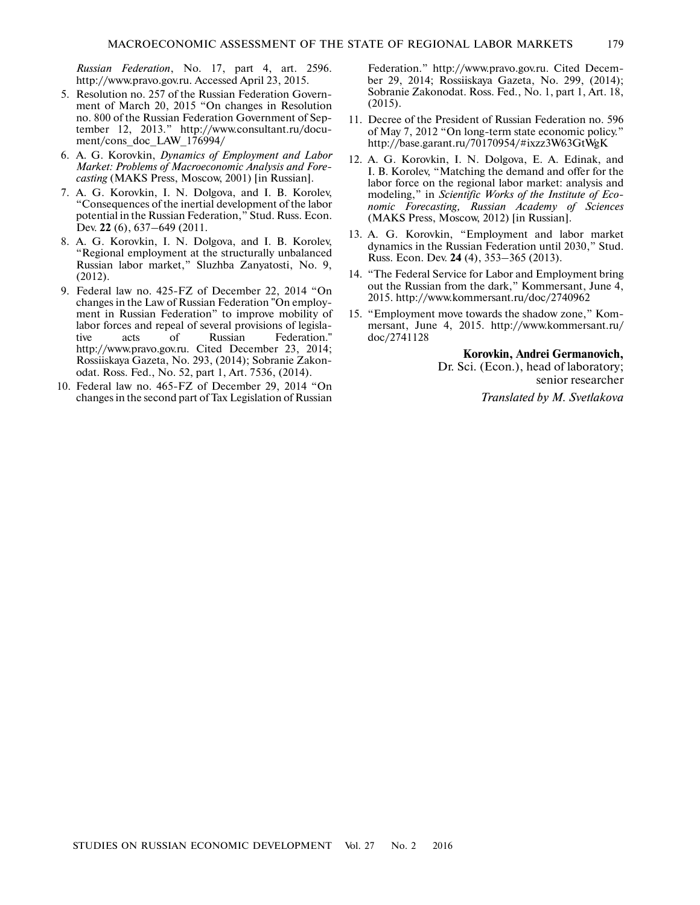*Russian Federation*, No. 17, part 4, art. 2596. http://www.pravo.gov.ru. Accessed April 23, 2015.

5. Resolution no. 257 of the Russian Federation Government of March 20, 2015 "On changes in Resolution no. 800 of the Russian Federation Government of September 12, 2013." http://www.consultant.ru/document/cons_doc_LAW_176994/
6. A. G. Korovkin, *Dynamics of Employment and Labor Market: Problems of Macroeconomic Analysis and Forecasting* (MAKS Press, Moscow, 2001) [in Russian].
7. A. G. Korovkin, I. N. Dolgova, and I. B. Korolev, "Consequences of the inertial development of the labor potential in the Russian Federation," Stud. Russ. Econ. Dev. **22** (6), 637–649 (2011.
8. A. G. Korovkin, I. N. Dolgova, and I. B. Korolev, "Regional employment at the structurally unbalanced Russian labor market," Sluzhba Zanyatosti, No. 9, (2012).
9. Federal law no. 425-FZ of December 22, 2014 "On changes in the Law of Russian Federation "On employment in Russian Federation" to improve mobility of labor forces and repeal of several provisions of legislative acts of Russian Federation." http://www.pravo.gov.ru. Cited December 23, 2014; Rossiiskaya Gazeta, No. 293, (2014); Sobranie Zakonodat. Ross. Fed., No. 52, part 1, Art. 7536, (2014).
10. Federal law no. 465-FZ of December 29, 2014 "On changes in the second part of Tax Legislation of Russian Federation." http://www.pravo.gov.ru. Cited December 29, 2014; Rossiiskaya Gazeta, No. 299, (2014); Sobranie Zakonodat. Ross. Fed., No. 1, part 1, Art. 18, (2015).
11. Decree of the President of Russian Federation no. 596 of May 7, 2012 "On long-term state economic policy." http://base.garant.ru/70170954/#ixzz3W63GtWgK
12. A. G. Korovkin, I. N. Dolgova, E. A. Edinak, and I. B. Korolev, "Matching the demand and offer for the labor force on the regional labor market: analysis and modeling," in *Scientific Works of the Institute of Economic Forecasting, Russian Academy of Sciences* (MAKS Press, Moscow, 2012) [in Russian].
13. A. G. Korovkin, "Employment and labor market dynamics in the Russian Federation until 2030," Stud. Russ. Econ. Dev. **24** (4), 353–365 (2013).
14. "The Federal Service for Labor and Employment bring out the Russian from the dark," Kommersant, June 4, 2015. http://www.kommersant.ru/doc/2740962
15. "Employment move towards the shadow zone," Kommersant, June 4, 2015. http://www.kommersant.ru/doc/2741128

**Korovkin, Andrei Germanovich,**
Dr. Sci. (Econ.), head of laboratory;
senior researcher

*Translated by M. Svetlakova*